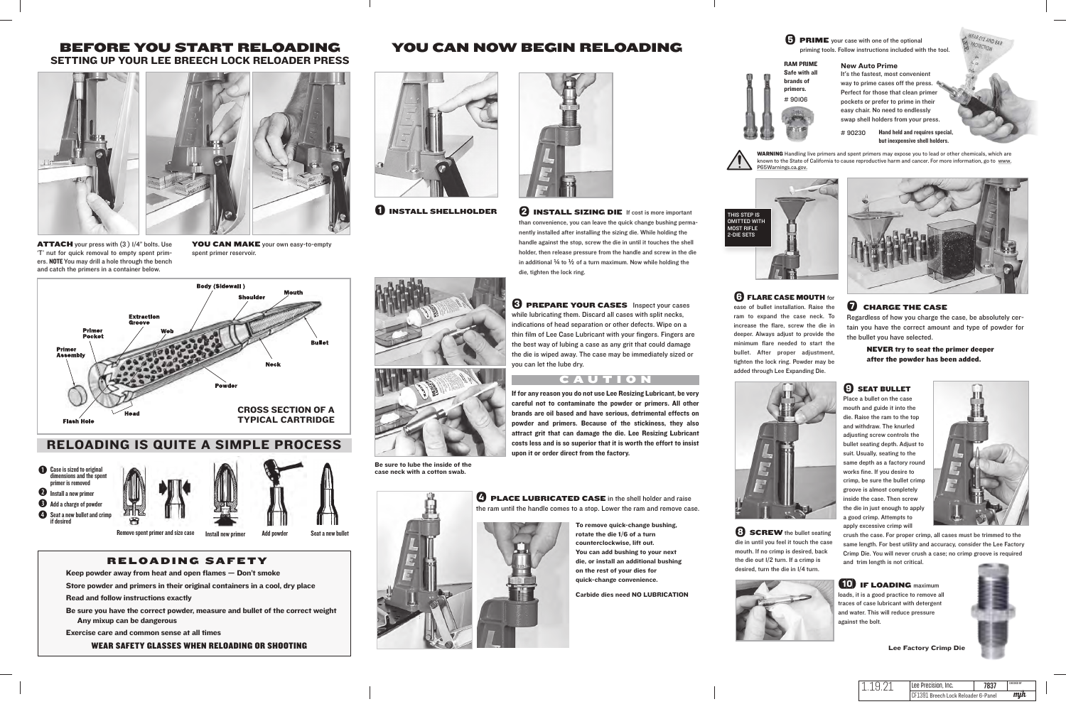# BEFORE YOU START RELOADING

## SETTING UP YOUR LEE BREECH LOCK RELOADER PRESS

**ATTACH** your press with (3) 1/4" bolts. Use 'T' nut for quick removal to empty spent primers. **NOTE** You may drill a hole through the bench and catch the primers in a container below.

**YOU CAN MAKE** your own easy-to-empty spent primer reservoir.

**CROSS SECTION OF A TYPICAL CARTRIDGE**

Body (Sidewall), Shoulder, Mouth, Extraction Groove, Primer Pocket, Web, Bullet, Primer Assembly, Neck, Powder, Head, Flash Hole

## RELOADING IS QUITE A SIMPLE PROCESS

1. Case is sized to original dimensions and the spent primer is removed
2. Install a new primer
3. Add a charge of powder
4. Seat a new bullet and crimp if desired

Remove spent primer and size case — Install new primer — Add powder — Seat a new bullet

## RELOADING SAFETY

**Keep powder away from heat and open flames — Don't smoke**

**Store powder and primers in their original containers in a cool, dry place**

**Read and follow instructions exactly**

**Be sure you have the correct powder, measure and bullet of the correct weight**
**Any mixup can be dangerous**

**Exercise care and common sense at all times**

**WEAR SAFETY GLASSES WHEN RELOADING OR SHOOTING**

# YOU CAN NOW BEGIN RELOADING

**1 INSTALL SHELLHOLDER**

**2 INSTALL SIZING DIE** If cost is more important than convenience, you can leave the quick change bushing permanently installed after installing the sizing die. While holding the handle against the stop, screw the die in until it touches the shell holder, then release pressure from the handle and screw in the die in additional ¼ to ½ of a turn maximum. Now while holding the die, tighten the lock ring.

**3 PREPARE YOUR CASES** Inspect your cases while lubricating them. Discard all cases with split necks, indications of head separation or other defects. Wipe on a thin film of Lee Case Lubricant with your fingers. Fingers are the best way of lubing a case as any grit that could damage the die is wiped away. The case may be immediately sized or you can let the lube dry.

**CAUTION**

**If for any reason you do not use Lee Resizing Lubricant, be very careful not to contaminate the powder or primers. All other brands are oil based and have serious, detrimental effects on powder and primers. Because of the stickiness, they also attract grit that can damage the die. Lee Resizing Lubricant costs less and is so superior that it is worth the effort to insist upon it or order direct from the factory.**

**Be sure to lube the inside of the case neck with a cotton swab.**

**4 PLACE LUBRICATED CASE** in the shell holder and raise the ram until the handle comes to a stop. Lower the ram and remove case.

**To remove quick-change bushing, rotate the die 1/6 of a turn counterclockwise, lift out. You can add bushing to your next die, or install an additional bushing on the rest of your dies for quick-change convenience.**

**Carbide dies need NO LUBRICATION**

**5 PRIME** your case with one of the optional priming tools. Follow instructions included with the tool.

**RAM PRIME**
**Safe with all brands of primers.**
# 90106

**New Auto Prime**
It's the fastest, most convenient way to prime cases off the press. Perfect for those that clean primer pockets or prefer to prime in their easy chair. No need to endlessly swap shell holders from your press.

# 90230 **Hand held and requires special, but inexpensive shell holders.**

**WARNING** Handling live primers and spent primers may expose you to lead or other chemicals, which are known to the State of California to cause reproductive harm and cancer. For more information, go to www.P65Warnings.ca.gov.

THIS STEP IS OMITTED WITH MOST RIFLE 2-DIE SETS

**6 FLARE CASE MOUTH** for ease of bullet installation. Raise the ram to expand the case neck. To increase the flare, screw the die in deeper. Always adjust to provide the minimum flare needed to start the bullet. After proper adjustment, tighten the lock ring. Powder may be added through Lee Expanding Die.

**7 CHARGE THE CASE**

Regardless of how you charge the case, be absolutely certain you have the correct amount and type of powder for the bullet you have selected.

**NEVER try to seat the primer deeper after the powder has been added.**

**8 SCREW** the bullet seating die in until you feel it touch the case mouth. If no crimp is desired, back the die out 1/2 turn. If a crimp is desired, turn the die in 1/4 turn.

**9 SEAT BULLET**

Place a bullet on the case mouth and guide it into the die. Raise the ram to the top and withdraw. The knurled adjusting screw controls the bullet seating depth. Adjust to suit. Usually, seating to the same depth as a factory round works fine. If you desire to crimp, be sure the bullet crimp groove is almost completely inside the case. Then screw the die in just enough to apply a good crimp. Attempts to apply excessive crimp will crush the case. For proper crimp, all cases must be trimmed to the same length. For best utility and accuracy, consider the Lee Factory Crimp Die. You will never crush a case; no crimp groove is required and trim length is not critical.

**10 IF LOADING** maximum loads, it is a good practice to remove all traces of case lubricant with detergent and water. This will reduce pressure against the bolt.

**Lee Factory Crimp Die**

1.19.21 | Lee Precision, Inc. | 7837 | CF1391 Breech Lock Reloader 6-Panel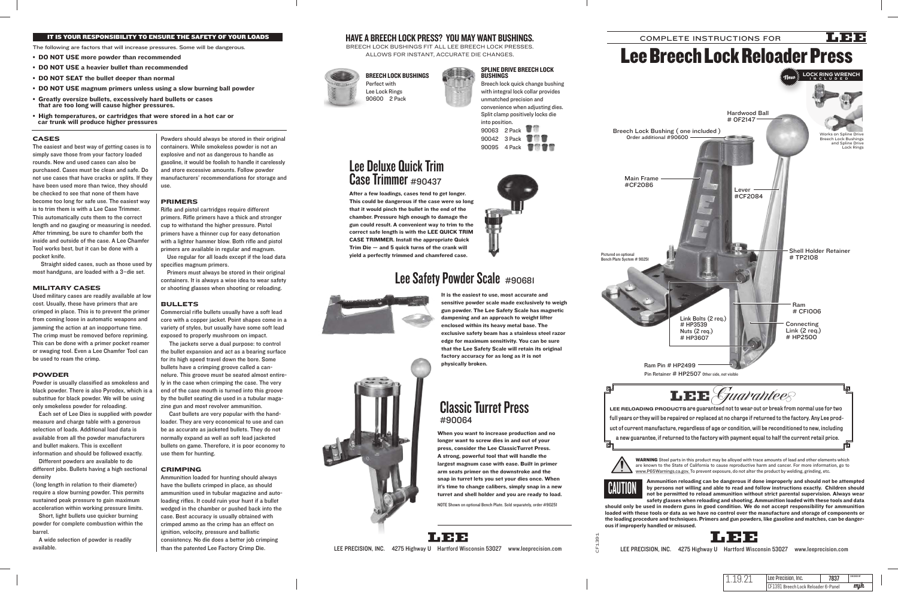## IT IS YOUR RESPONSIBILITY TO ENSURE THE SAFETY OF YOUR LOADS

The following are factors that will increase pressures. Some will be dangerous.

- **DO NOT USE more powder than recommended**
- **DO NOT USE a heavier bullet than recommended**
- **DO NOT SEAT the bullet deeper than normal**
- **DO NOT USE magnum primers unless using a slow burning ball powder**
- **Greatly oversize bullets, excessively hard bullets or cases that are too long will cause higher pressures.**
- **High temperatures, or cartridges that were stored in a hot car or car trunk will produce higher pressures**

### CASES

The easiest and best way of getting cases is to simply save those from your factory loaded rounds. New and used cases can also be purchased. Cases must be clean and safe. Do not use cases that have cracks or splits. If they have been used more than twice, they should be checked to see that none of them have become too long for safe use. The easiest way is to trim them is with a Lee Case Trimmer. This automatically cuts them to the correct length and no gauging or measuring is needed. After trimming, be sure to chamfer both the inside and outside of the case. A Lee Chamfer Tool works best, but it can be done with a pocket knife.

Straight sided cases, such as those used by most handguns, are loaded with a 3–die set.

### MILITARY CASES

Used military cases are readily available at low cost. Usually, these have primers that are crimped in place. This is to prevent the primer from coming loose in automatic weapons and jamming the action at an inopportune time. The crimp must be removed before repriming. This can be done with a primer pocket reamer or swaging tool. Even a Lee Chamfer Tool can be used to ream the crimp.

### POWDER

Powder is usually classified as smokeless and black powder. There is also Pyrodex, which is a substitue for black powder. We will be using only smokeless powder for reloading.

Each set of Lee Dies is supplied with powder measure and charge table with a generous selection of loads. Additional load data is available from all the powder manufacturers and bullet makers. This is excellent information and should be followed exactly.

Different powders are available to do different jobs. Bullets having a high sectional density (long length in relation to their diameter) require a slow burning powder. This permits sustained peak pressure to gain maximum acceleration within working pressure limits.

Short, light bullets use quicker burning powder for complete combustion within the barrel.

A wide selection of powder is readily available. Powders should always be stored in their original containers. While smokeless powder is not an explosive and not as dangerous to handle as gasoline, it would be foolish to handle it carelessly and store excessive amounts. Follow powder manufacturers' recommendations for storage and use.

### PRIMERS

Rifle and pistol cartridges require different primers. Rifle primers have a thick and stronger cup to withstand the higher pressure. Pistol primers have a thinner cup for easy detonation with a lighter hammer blow. Both rifle and pistol primers are available in regular and magnum.

Use regular for all loads except if the load data specifies magnum primers.

Primers must always be stored in their original containers. It is always a wise idea to wear safety or shooting glasses when shooting or reloading.

### BULLETS

Commercial rifle bullets usually have a soft lead core with a copper jacket. Point shapes come in a variety of styles, but usually have some soft lead exposed to properly mushroom on impact.

The jackets serve a dual purpose: to control the bullet expansion and act as a bearing surface for its high speed travel down the bore. Some bullets have a crimping groove called a cannelure. This groove must be seated almost entirely in the case when crimping the case. The very end of the case mouth is turned into this groove by the bullet seating die used in a tubular magazine gun and most revolver ammunition.

Cast bullets are very popular with the handloader. They are very economical to use and can be as accurate as jacketed bullets. They do not normally expand as well as soft lead jacketed bullets on game. Therefore, it is poor economy to use them for hunting.

### CRIMPING

Ammunition loaded for hunting should always have the bullets crimped in place, as should ammunition used in tubular magazine and autoloading rifles. It could ruin your hunt if a bullet wedged in the chamber or pushed back into the case. Best accuracy is usually obtained with crimped ammo as the crimp has an effect on ignition, velocity, pressure and ballistic consistency. No die does a better job crimping than the patented Lee Factory Crimp Die.

## HAVE A BREECH LOCK PRESS? YOU MAY WANT BUSHINGS.

BREECH LOCK BUSHINGS FIT ALL LEE BREECH LOCK PRESSES. ALLOWS FOR INSTANT, ACCURATE DIE CHANGES.

**BREECH LOCK BUSHINGS**
Perfect with Lee Lock Rings
90600 2 Pack

**SPLINE DRIVE BREECH LOCK BUSHINGS**
Breech lock quick change bushing with integral lock collar provides unmatched precision and convenience when adjusting dies. Split clamp positively locks die into position.
90063 2 Pack
90042 3 Pack
90095 4 Pack

## Lee Deluxe Quick Trim Case Trimmer #90437

**After a few loadings, cases tend to get longer. This could be dangerous if the case were so long that it would pinch the bullet in the end of the chamber. Pressure high enough to damage the gun could result. A convenient way to trim to the correct safe length is with the LEE QUICK TRIM CASE TRIMMER. Install the appropriate Quick Trim Die — and 5 quick turns of the crank will yield a perfectly trimmed and chamfered case.**

## Lee Safety Powder Scale #90681

**It is the easiest to use, most accurate and sensitive powder scale made exclusively to weigh gun powder. The Lee Safety Scale has magnetic dampening and an approach to weight lifter enclosed within its heavy metal base. The exclusive safety beam has a stainless steel razor edge for maximum sensitivity. You can be sure that the Lee Safety Scale will retain its original factory accuracy for as long as it is not physically broken.**

## Classic Turret Press #90064

**When you want to increase production and no longer want to screw dies in and out of your press, consider the Lee ClassicTurret Press. A strong, powerful tool that will handle the largest magnum case with ease. Built in primer arm seats primer on the downstroke and the snap in turret lets you set your dies once. When it's time to change calibers, simply snap in a new turret and shell holder and you are ready to load.**

NOTE Shown on optional Bench Plate. Sold separately, order #90251

LEE PRECISION, INC. 4275 Highway U Hartford Wisconsin 53027 www.leeprecision.com

COMPLETE INSTRUCTIONS FOR LEE

# Lee Breech Lock Reloader Press

New — LOCK RING WRENCH INCLUDED

Works on Spline Drive Breech Lock Bushings and Spline Drive Lock Rings

Hardwood Ball # OF2147
Breech Lock Bushing ( one included ) Order additional #90600
Main Frame #CF2086
Lever #CF2084
Shell Holder Retainer # TP2108
Ram # CF1006
Connecting Link (2 req.) # HP2500
Link Bolts (2 req.) # HP3539
Nuts (2 req.) # HP3607
Ram Pin # HP2499
Pin Retainer # HP2507 Other side, not visible

Pictured on optional Bench Plate System # 90251

## LEE Guarantee

**LEE RELOADING PRODUCTS** are guaranteed not to wear out or break from normal use for two full years or they will be repaired or replaced at no charge if returned to the factory. Any Lee product of current manufacture, regardless of age or condition, will be reconditioned to new, including a new guarantee, if returned to the factory with payment equal to half the current retail price.

**WARNING** Steel parts in this product may be alloyed with trace amounts of lead and other elements which are known to the State of California to cause reproductive harm and cancer. For more information, go to www.P65Warnings.ca.gov. To prevent exposure, do not alter the product by welding, grinding, etc.

**CAUTION** **Ammunition reloading can be dangerous if done improperly and should not be attempted by persons not willing and able to read and follow instructions exactly. Children should not be permitted to reload ammunition without strict parental supervision. Always wear safety glasses when reloading and shooting. Ammunition loaded with these tools and data should only be used in modern guns in good condition. We do not accept responsibility for ammunition loaded with these tools or data as we have no control over the manufacture and storage of components or the loading procedure and techniques. Primers and gun powders, like gasoline and matches, can be dangerous if improperly handled or misused.**

LEE PRECISION, INC. 4275 Highway U Hartford Wisconsin 53027 www.leeprecision.com

CF1391

| | | | |
|---|---|---|---|
| 1.19.21 | Lee Precision, Inc. | 7837 | myh |
| | CF1391 Breech Lock Reloader 6-Panel | | |